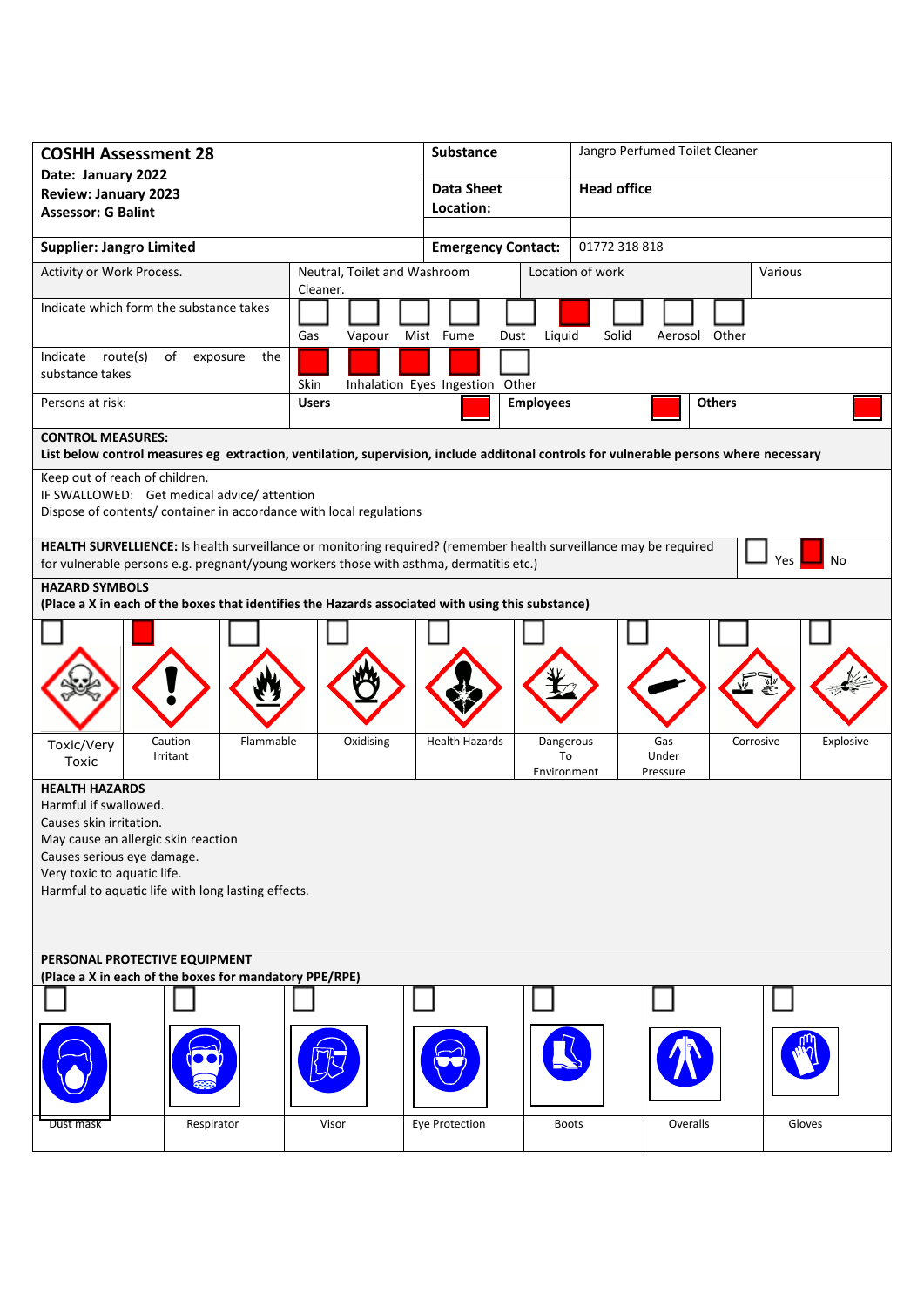| **COSHH Assessment 28**<br>**Date: January 2022**<br>**Review: January 2023**<br>**Assessor: G Balint** | **Substance** | Jangro Perfumed Toilet Cleaner |
|---|---|---|
| | **Data Sheet Location:** | **Head office** |
| **Supplier: Jangro Limited** | **Emergency Contact:** | 01772 318 818 |

| Activity or Work Process. | Neutral, Toilet and Washroom Cleaner. | Location of work | Various |
|---|---|---|---|

| Indicate which form the substance takes | Gas | Vapour | Mist | Fume | Dust | Liquid | Solid | Aerosol | Other |
|---|---|---|---|---|---|---|---|---|---|
| | | | | | | X | | | |

| Indicate route(s) of exposure the substance takes | Skin | Inhalation | Eyes | Ingestion | Other |
|---|---|---|---|---|---|
| | X | X | X | X | |

| Persons at risk: | Users | X | Employees | X | Others | X |
|---|---|---|---|---|---|---|

**CONTROL MEASURES:**
**List below control measures eg extraction, ventilation, supervision, include additonal controls for vulnerable persons where necessary**

Keep out of reach of children.
IF SWALLOWED: Get medical advice/ attention
Dispose of contents/ container in accordance with local regulations

**HEALTH SURVELLIENCE:** Is health surveillance or monitoring required? (remember health surveillance may be required for vulnerable persons e.g. pregnant/young workers those with asthma, dermatitis etc.)

| Yes | No |
|---|---|
| | X |

**HAZARD SYMBOLS**
**(Place a X in each of the boxes that identifies the Hazards associated with using this substance)**

| Toxic/Very Toxic | Caution Irritant | Flammable | Oxidising | Health Hazards | Dangerous To Environment | Gas Under Pressure | Corrosive | Explosive |
|---|---|---|---|---|---|---|---|---|
| | X | | | | | | | |

**HEALTH HAZARDS**
Harmful if swallowed.
Causes skin irritation.
May cause an allergic skin reaction
Causes serious eye damage.
Very toxic to aquatic life.
Harmful to aquatic life with long lasting effects.

**PERSONAL PROTECTIVE EQUIPMENT**
**(Place a X in each of the boxes for mandatory PPE/RPE)**

| Dust mask | Respirator | Visor | Eye Protection | Boots | Overalls | Gloves |
|---|---|---|---|---|---|---|
| | | | | | | |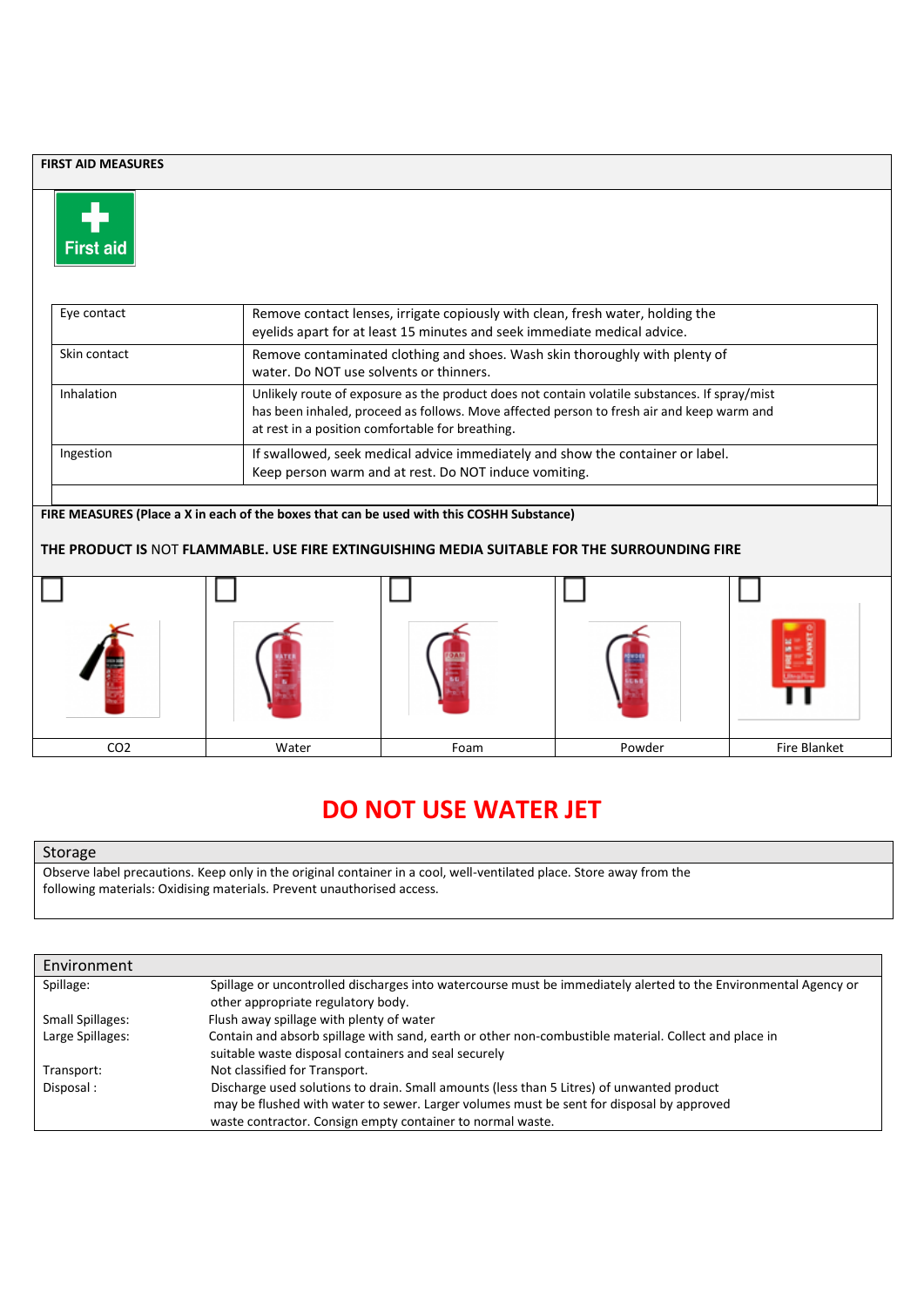## FIRST AID MEASURES

First aid

| | |
|---|---|
| Eye contact | Remove contact lenses, irrigate copiously with clean, fresh water, holding the eyelids apart for at least 15 minutes and seek immediate medical advice. |
| Skin contact | Remove contaminated clothing and shoes. Wash skin thoroughly with plenty of water. Do NOT use solvents or thinners. |
| Inhalation | Unlikely route of exposure as the product does not contain volatile substances. If spray/mist has been inhaled, proceed as follows. Move affected person to fresh air and keep warm and at rest in a position comfortable for breathing. |
| Ingestion | If swallowed, seek medical advice immediately and show the container or label. Keep person warm and at rest. Do NOT induce vomiting. |

**FIRE MEASURES (Place a X in each of the boxes that can be used with this COSHH Substance)**

**THE PRODUCT IS** NOT **FLAMMABLE. USE FIRE EXTINGUISHING MEDIA SUITABLE FOR THE SURROUNDING FIRE**

| ☐ | ☐ | ☐ | ☐ | ☐ |
|---|---|---|---|---|
| CO2 | Water | Foam | Powder | Fire Blanket |

# DO NOT USE WATER JET

## Storage

Observe label precautions. Keep only in the original container in a cool, well-ventilated place. Store away from the following materials: Oxidising materials. Prevent unauthorised access.

## Environment

| | |
|---|---|
| Spillage: | Spillage or uncontrolled discharges into watercourse must be immediately alerted to the Environmental Agency or other appropriate regulatory body. |
| Small Spillages: | Flush away spillage with plenty of water |
| Large Spillages: | Contain and absorb spillage with sand, earth or other non-combustible material. Collect and place in suitable waste disposal containers and seal securely |
| Transport: | Not classified for Transport. |
| Disposal : | Discharge used solutions to drain. Small amounts (less than 5 Litres) of unwanted product may be flushed with water to sewer. Larger volumes must be sent for disposal by approved waste contractor. Consign empty container to normal waste. |